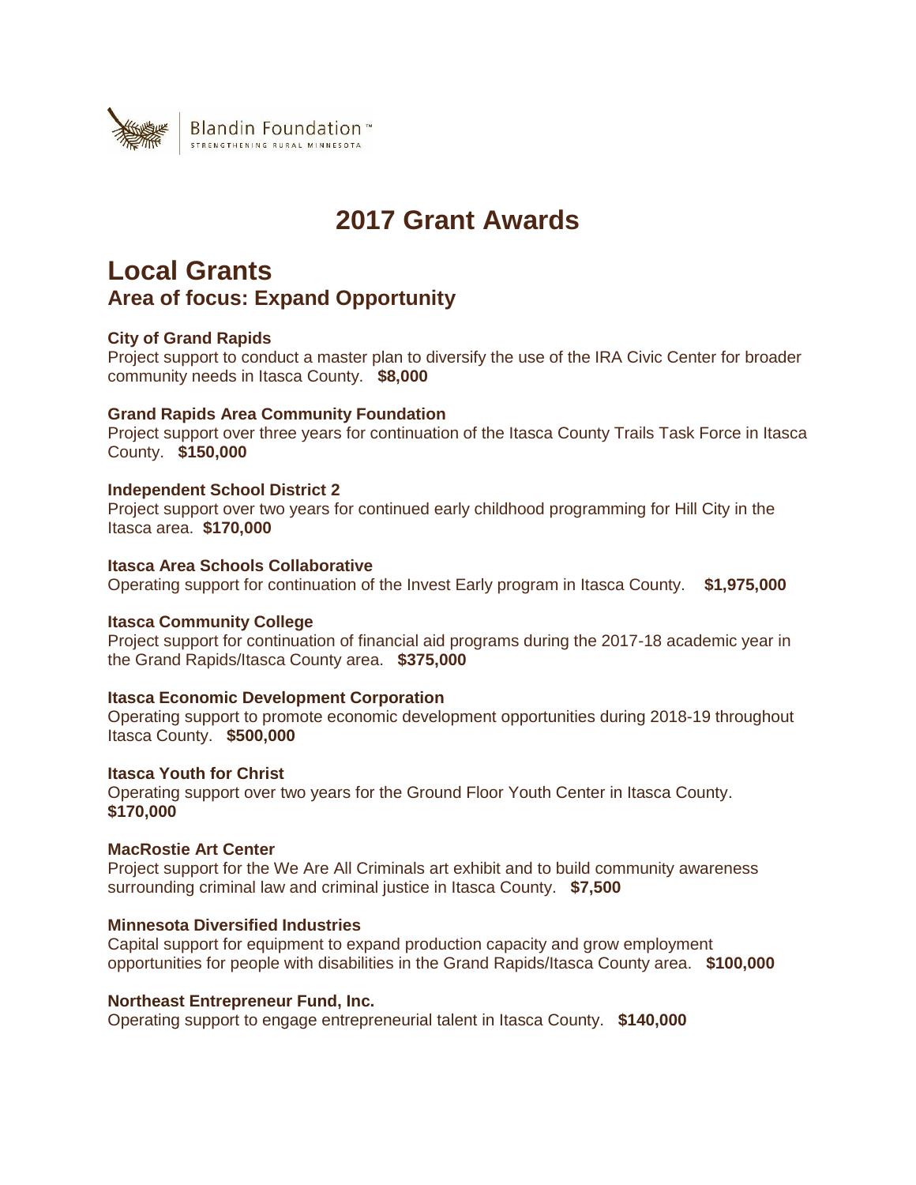Blandin Foundation™
STRENGTHENING RURAL MINNESOTA

# 2017 Grant Awards

## Local Grants

### Area of focus: Expand Opportunity

**City of Grand Rapids**
Project support to conduct a master plan to diversify the use of the IRA Civic Center for broader community needs in Itasca County. **$8,000**

**Grand Rapids Area Community Foundation**
Project support over three years for continuation of the Itasca County Trails Task Force in Itasca County. **$150,000**

**Independent School District 2**
Project support over two years for continued early childhood programming for Hill City in the Itasca area. **$170,000**

**Itasca Area Schools Collaborative**
Operating support for continuation of the Invest Early program in Itasca County. **$1,975,000**

**Itasca Community College**
Project support for continuation of financial aid programs during the 2017-18 academic year in the Grand Rapids/Itasca County area. **$375,000**

**Itasca Economic Development Corporation**
Operating support to promote economic development opportunities during 2018-19 throughout Itasca County. **$500,000**

**Itasca Youth for Christ**
Operating support over two years for the Ground Floor Youth Center in Itasca County.
**$170,000**

**MacRostie Art Center**
Project support for the We Are All Criminals art exhibit and to build community awareness surrounding criminal law and criminal justice in Itasca County. **$7,500**

**Minnesota Diversified Industries**
Capital support for equipment to expand production capacity and grow employment opportunities for people with disabilities in the Grand Rapids/Itasca County area. **$100,000**

**Northeast Entrepreneur Fund, Inc.**
Operating support to engage entrepreneurial talent in Itasca County. **$140,000**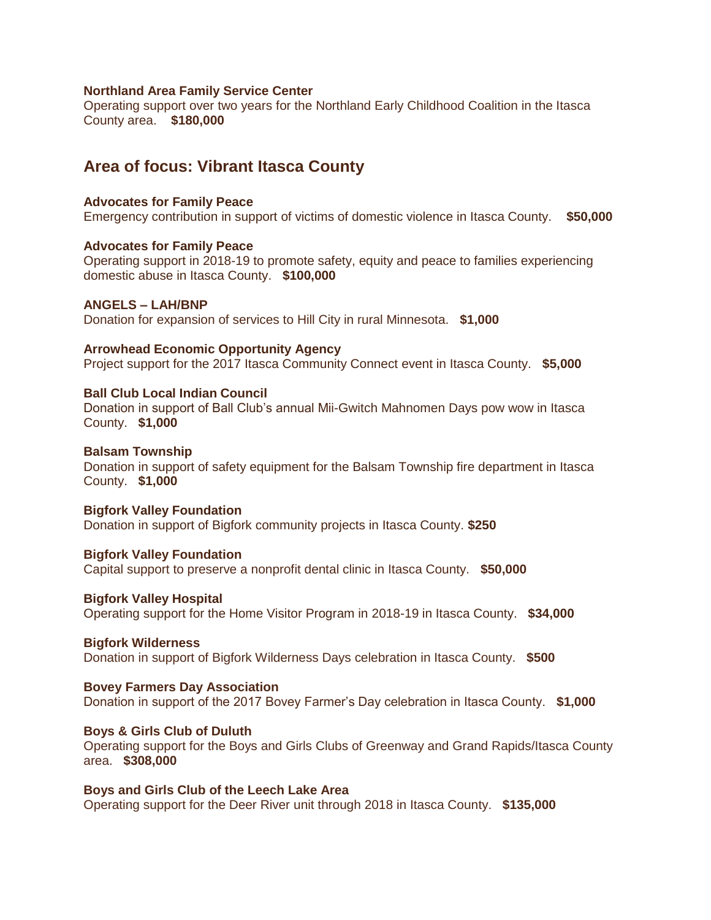**Northland Area Family Service Center**
Operating support over two years for the Northland Early Childhood Coalition in the Itasca County area. **$180,000**

## Area of focus: Vibrant Itasca County

**Advocates for Family Peace**
Emergency contribution in support of victims of domestic violence in Itasca County. **$50,000**

**Advocates for Family Peace**
Operating support in 2018-19 to promote safety, equity and peace to families experiencing domestic abuse in Itasca County. **$100,000**

**ANGELS – LAH/BNP**
Donation for expansion of services to Hill City in rural Minnesota. **$1,000**

**Arrowhead Economic Opportunity Agency**
Project support for the 2017 Itasca Community Connect event in Itasca County. **$5,000**

**Ball Club Local Indian Council**
Donation in support of Ball Club's annual Mii-Gwitch Mahnomen Days pow wow in Itasca County. **$1,000**

**Balsam Township**
Donation in support of safety equipment for the Balsam Township fire department in Itasca County. **$1,000**

**Bigfork Valley Foundation**
Donation in support of Bigfork community projects in Itasca County. **$250**

**Bigfork Valley Foundation**
Capital support to preserve a nonprofit dental clinic in Itasca County. **$50,000**

**Bigfork Valley Hospital**
Operating support for the Home Visitor Program in 2018-19 in Itasca County. **$34,000**

**Bigfork Wilderness**
Donation in support of Bigfork Wilderness Days celebration in Itasca County. **$500**

**Bovey Farmers Day Association**
Donation in support of the 2017 Bovey Farmer's Day celebration in Itasca County. **$1,000**

**Boys & Girls Club of Duluth**
Operating support for the Boys and Girls Clubs of Greenway and Grand Rapids/Itasca County area. **$308,000**

**Boys and Girls Club of the Leech Lake Area**
Operating support for the Deer River unit through 2018 in Itasca County. **$135,000**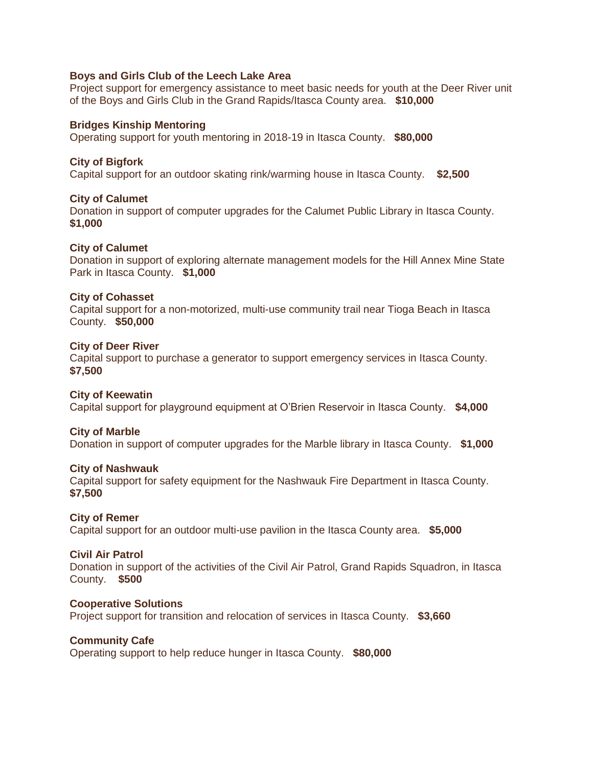**Boys and Girls Club of the Leech Lake Area**
Project support for emergency assistance to meet basic needs for youth at the Deer River unit of the Boys and Girls Club in the Grand Rapids/Itasca County area. **$10,000**

**Bridges Kinship Mentoring**
Operating support for youth mentoring in 2018-19 in Itasca County. **$80,000**

**City of Bigfork**
Capital support for an outdoor skating rink/warming house in Itasca County. **$2,500**

**City of Calumet**
Donation in support of computer upgrades for the Calumet Public Library in Itasca County. **$1,000**

**City of Calumet**
Donation in support of exploring alternate management models for the Hill Annex Mine State Park in Itasca County. **$1,000**

**City of Cohasset**
Capital support for a non-motorized, multi-use community trail near Tioga Beach in Itasca County. **$50,000**

**City of Deer River**
Capital support to purchase a generator to support emergency services in Itasca County. **$7,500**

**City of Keewatin**
Capital support for playground equipment at O'Brien Reservoir in Itasca County. **$4,000**

**City of Marble**
Donation in support of computer upgrades for the Marble library in Itasca County. **$1,000**

**City of Nashwauk**
Capital support for safety equipment for the Nashwauk Fire Department in Itasca County. **$7,500**

**City of Remer**
Capital support for an outdoor multi-use pavilion in the Itasca County area. **$5,000**

**Civil Air Patrol**
Donation in support of the activities of the Civil Air Patrol, Grand Rapids Squadron, in Itasca County. **$500**

**Cooperative Solutions**
Project support for transition and relocation of services in Itasca County. **$3,660**

**Community Cafe**
Operating support to help reduce hunger in Itasca County. **$80,000**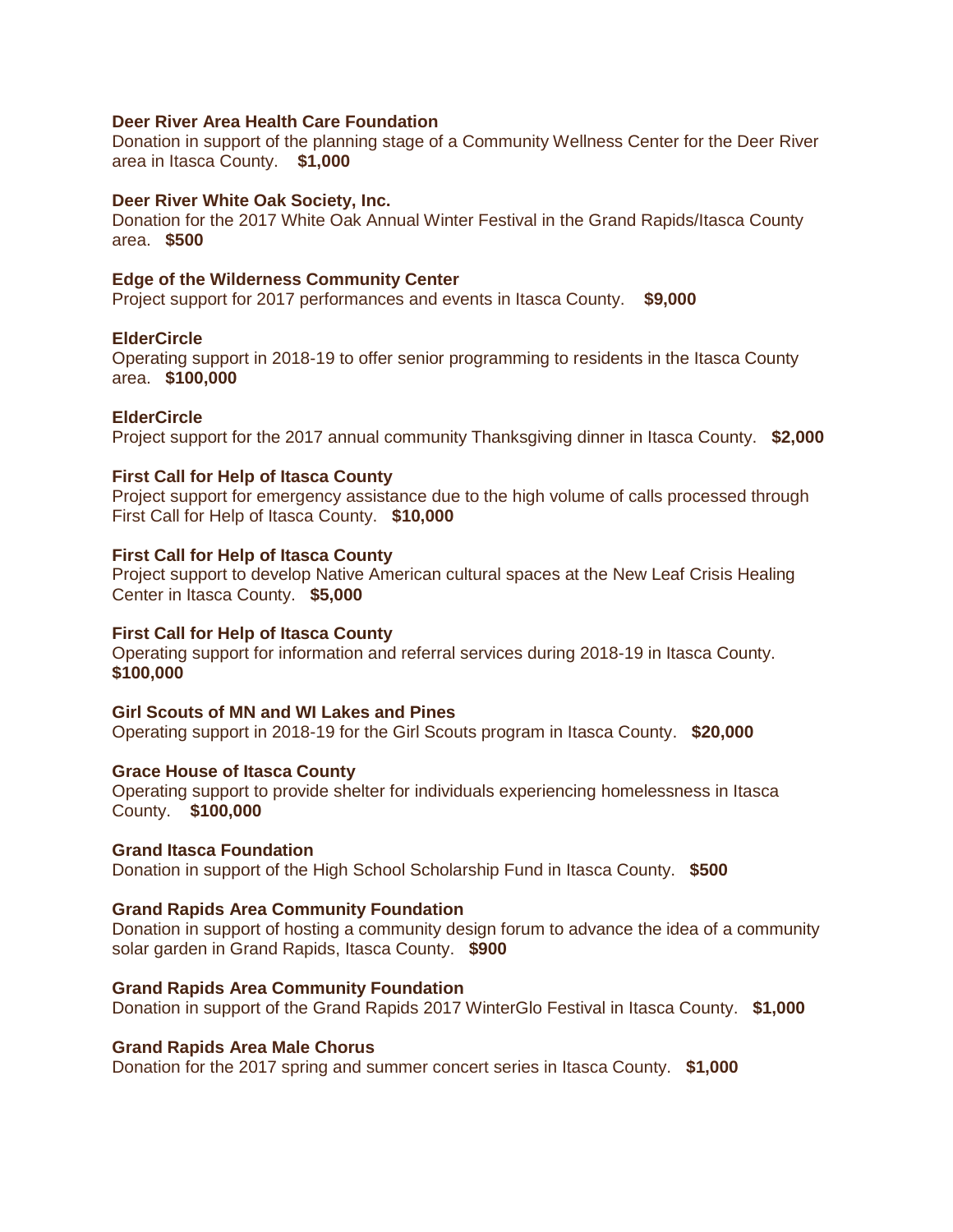**Deer River Area Health Care Foundation**
Donation in support of the planning stage of a Community Wellness Center for the Deer River area in Itasca County. **$1,000**

**Deer River White Oak Society, Inc.**
Donation for the 2017 White Oak Annual Winter Festival in the Grand Rapids/Itasca County area. **$500**

**Edge of the Wilderness Community Center**
Project support for 2017 performances and events in Itasca County. **$9,000**

**ElderCircle**
Operating support in 2018-19 to offer senior programming to residents in the Itasca County area. **$100,000**

**ElderCircle**
Project support for the 2017 annual community Thanksgiving dinner in Itasca County. **$2,000**

**First Call for Help of Itasca County**
Project support for emergency assistance due to the high volume of calls processed through First Call for Help of Itasca County. **$10,000**

**First Call for Help of Itasca County**
Project support to develop Native American cultural spaces at the New Leaf Crisis Healing Center in Itasca County. **$5,000**

**First Call for Help of Itasca County**
Operating support for information and referral services during 2018-19 in Itasca County. **$100,000**

**Girl Scouts of MN and WI Lakes and Pines**
Operating support in 2018-19 for the Girl Scouts program in Itasca County. **$20,000**

**Grace House of Itasca County**
Operating support to provide shelter for individuals experiencing homelessness in Itasca County. **$100,000**

**Grand Itasca Foundation**
Donation in support of the High School Scholarship Fund in Itasca County. **$500**

**Grand Rapids Area Community Foundation**
Donation in support of hosting a community design forum to advance the idea of a community solar garden in Grand Rapids, Itasca County. **$900**

**Grand Rapids Area Community Foundation**
Donation in support of the Grand Rapids 2017 WinterGlo Festival in Itasca County. **$1,000**

**Grand Rapids Area Male Chorus**
Donation for the 2017 spring and summer concert series in Itasca County. **$1,000**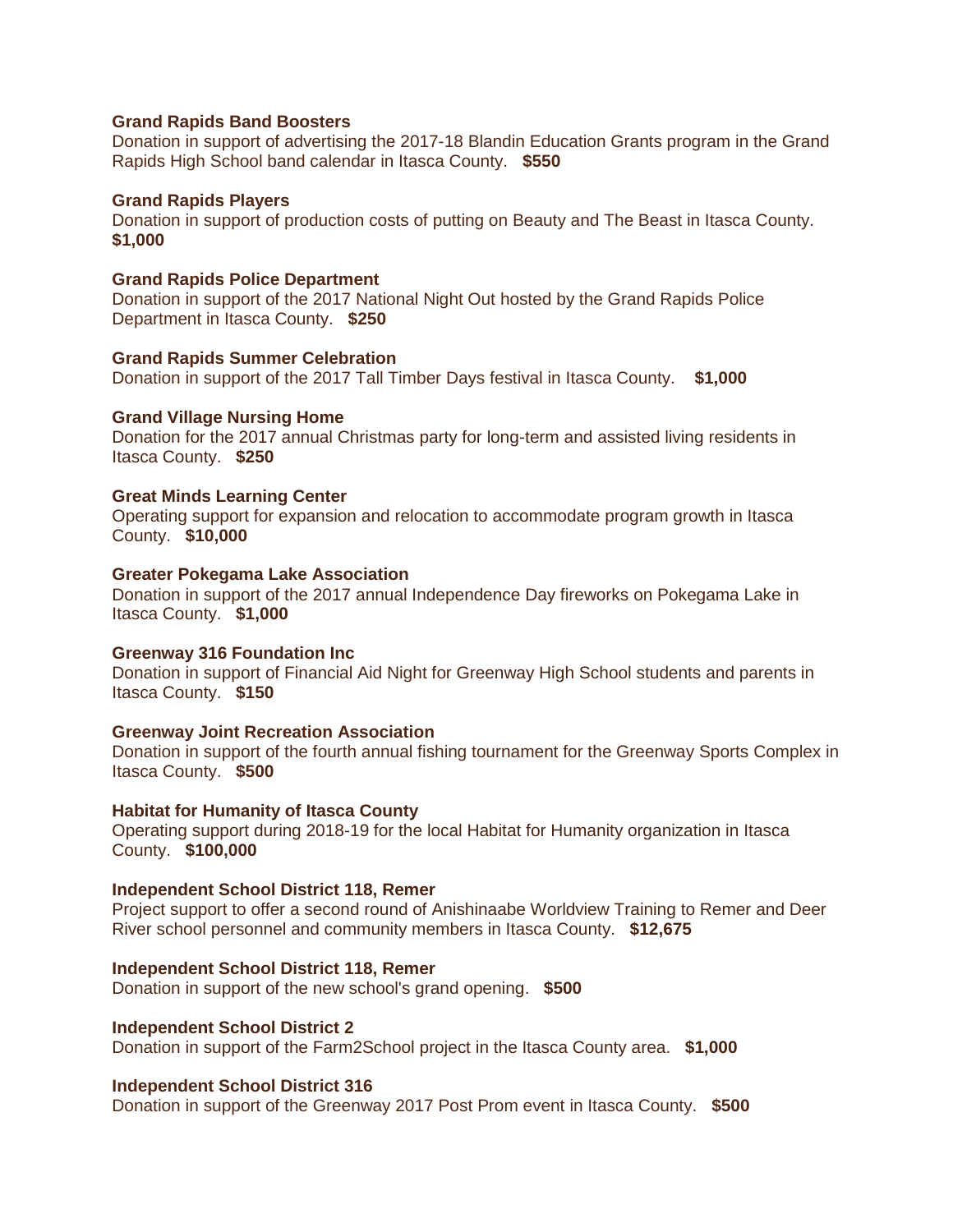**Grand Rapids Band Boosters**
Donation in support of advertising the 2017-18 Blandin Education Grants program in the Grand Rapids High School band calendar in Itasca County. **$550**

**Grand Rapids Players**
Donation in support of production costs of putting on Beauty and The Beast in Itasca County. **$1,000**

**Grand Rapids Police Department**
Donation in support of the 2017 National Night Out hosted by the Grand Rapids Police Department in Itasca County. **$250**

**Grand Rapids Summer Celebration**
Donation in support of the 2017 Tall Timber Days festival in Itasca County. **$1,000**

**Grand Village Nursing Home**
Donation for the 2017 annual Christmas party for long-term and assisted living residents in Itasca County. **$250**

**Great Minds Learning Center**
Operating support for expansion and relocation to accommodate program growth in Itasca County. **$10,000**

**Greater Pokegama Lake Association**
Donation in support of the 2017 annual Independence Day fireworks on Pokegama Lake in Itasca County. **$1,000**

**Greenway 316 Foundation Inc**
Donation in support of Financial Aid Night for Greenway High School students and parents in Itasca County. **$150**

**Greenway Joint Recreation Association**
Donation in support of the fourth annual fishing tournament for the Greenway Sports Complex in Itasca County. **$500**

**Habitat for Humanity of Itasca County**
Operating support during 2018-19 for the local Habitat for Humanity organization in Itasca County. **$100,000**

**Independent School District 118, Remer**
Project support to offer a second round of Anishinaabe Worldview Training to Remer and Deer River school personnel and community members in Itasca County. **$12,675**

**Independent School District 118, Remer**
Donation in support of the new school's grand opening. **$500**

**Independent School District 2**
Donation in support of the Farm2School project in the Itasca County area. **$1,000**

**Independent School District 316**
Donation in support of the Greenway 2017 Post Prom event in Itasca County. **$500**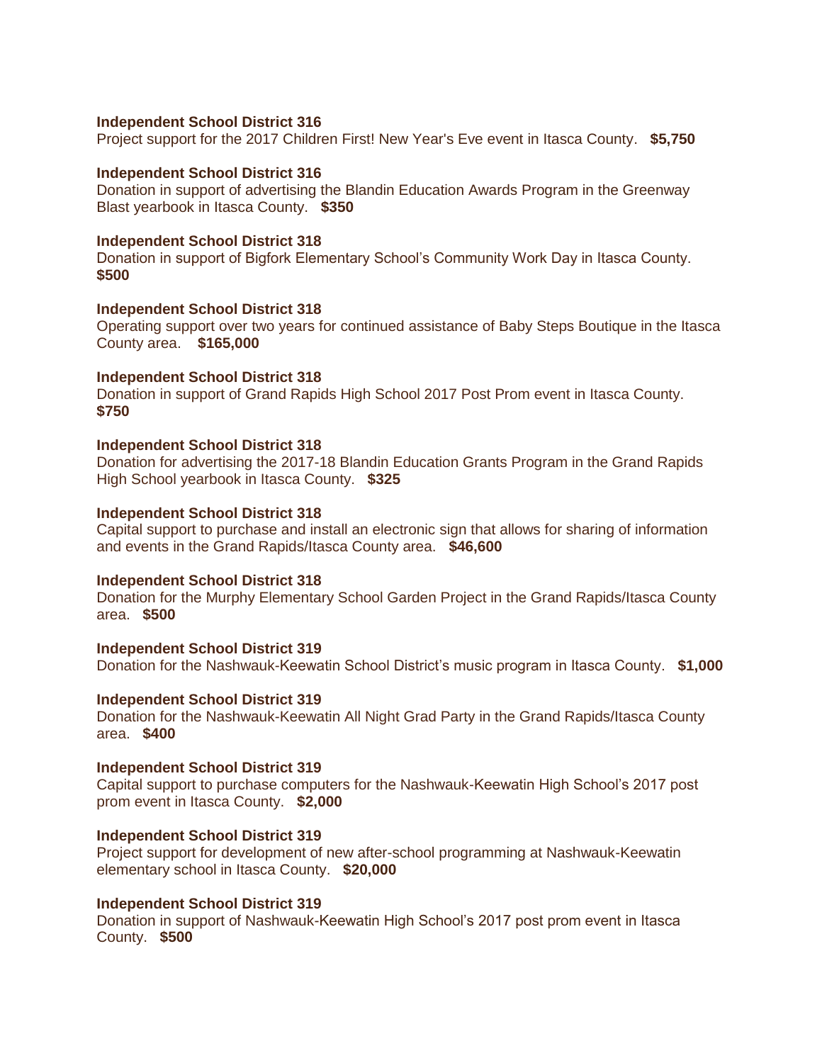**Independent School District 316**
Project support for the 2017 Children First! New Year's Eve event in Itasca County. **$5,750**

**Independent School District 316**
Donation in support of advertising the Blandin Education Awards Program in the Greenway Blast yearbook in Itasca County. **$350**

**Independent School District 318**
Donation in support of Bigfork Elementary School's Community Work Day in Itasca County. **$500**

**Independent School District 318**
Operating support over two years for continued assistance of Baby Steps Boutique in the Itasca County area. **$165,000**

**Independent School District 318**
Donation in support of Grand Rapids High School 2017 Post Prom event in Itasca County. **$750**

**Independent School District 318**
Donation for advertising the 2017-18 Blandin Education Grants Program in the Grand Rapids High School yearbook in Itasca County. **$325**

**Independent School District 318**
Capital support to purchase and install an electronic sign that allows for sharing of information and events in the Grand Rapids/Itasca County area. **$46,600**

**Independent School District 318**
Donation for the Murphy Elementary School Garden Project in the Grand Rapids/Itasca County area. **$500**

**Independent School District 319**
Donation for the Nashwauk-Keewatin School District's music program in Itasca County. **$1,000**

**Independent School District 319**
Donation for the Nashwauk-Keewatin All Night Grad Party in the Grand Rapids/Itasca County area. **$400**

**Independent School District 319**
Capital support to purchase computers for the Nashwauk-Keewatin High School's 2017 post prom event in Itasca County. **$2,000**

**Independent School District 319**
Project support for development of new after-school programming at Nashwauk-Keewatin elementary school in Itasca County. **$20,000**

**Independent School District 319**
Donation in support of Nashwauk-Keewatin High School's 2017 post prom event in Itasca County. **$500**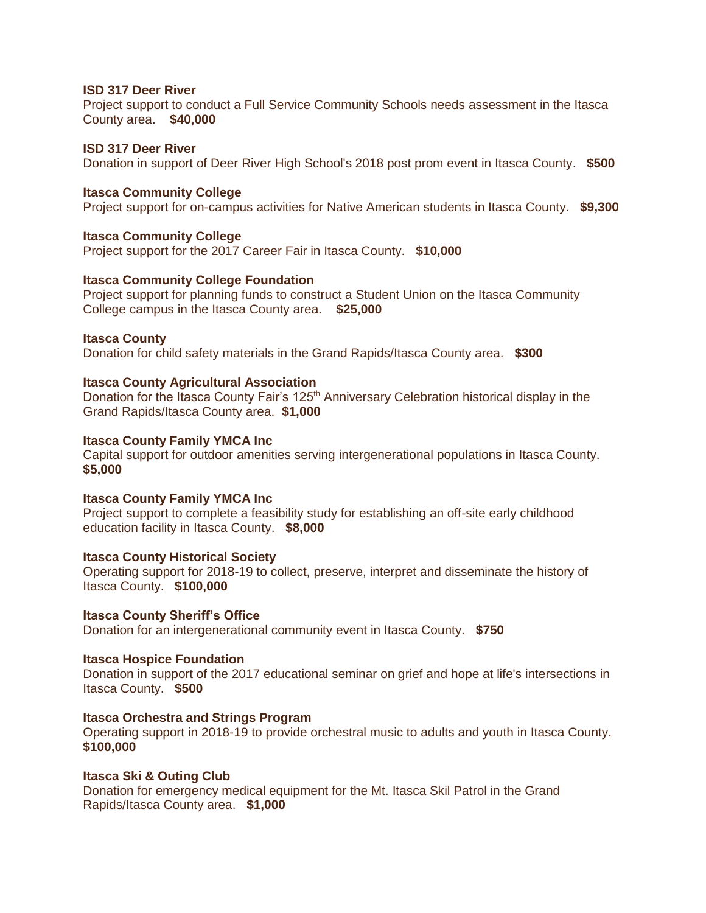**ISD 317 Deer River**
Project support to conduct a Full Service Community Schools needs assessment in the Itasca County area. **$40,000**

**ISD 317 Deer River**
Donation in support of Deer River High School's 2018 post prom event in Itasca County. **$500**

**Itasca Community College**
Project support for on-campus activities for Native American students in Itasca County. **$9,300**

**Itasca Community College**
Project support for the 2017 Career Fair in Itasca County. **$10,000**

**Itasca Community College Foundation**
Project support for planning funds to construct a Student Union on the Itasca Community College campus in the Itasca County area. **$25,000**

**Itasca County**
Donation for child safety materials in the Grand Rapids/Itasca County area. **$300**

**Itasca County Agricultural Association**
Donation for the Itasca County Fair's 125th Anniversary Celebration historical display in the Grand Rapids/Itasca County area. **$1,000**

**Itasca County Family YMCA Inc**
Capital support for outdoor amenities serving intergenerational populations in Itasca County. **$5,000**

**Itasca County Family YMCA Inc**
Project support to complete a feasibility study for establishing an off-site early childhood education facility in Itasca County. **$8,000**

**Itasca County Historical Society**
Operating support for 2018-19 to collect, preserve, interpret and disseminate the history of Itasca County. **$100,000**

**Itasca County Sheriff's Office**
Donation for an intergenerational community event in Itasca County. **$750**

**Itasca Hospice Foundation**
Donation in support of the 2017 educational seminar on grief and hope at life's intersections in Itasca County. **$500**

**Itasca Orchestra and Strings Program**
Operating support in 2018-19 to provide orchestral music to adults and youth in Itasca County. **$100,000**

**Itasca Ski & Outing Club**
Donation for emergency medical equipment for the Mt. Itasca Skil Patrol in the Grand Rapids/Itasca County area. **$1,000**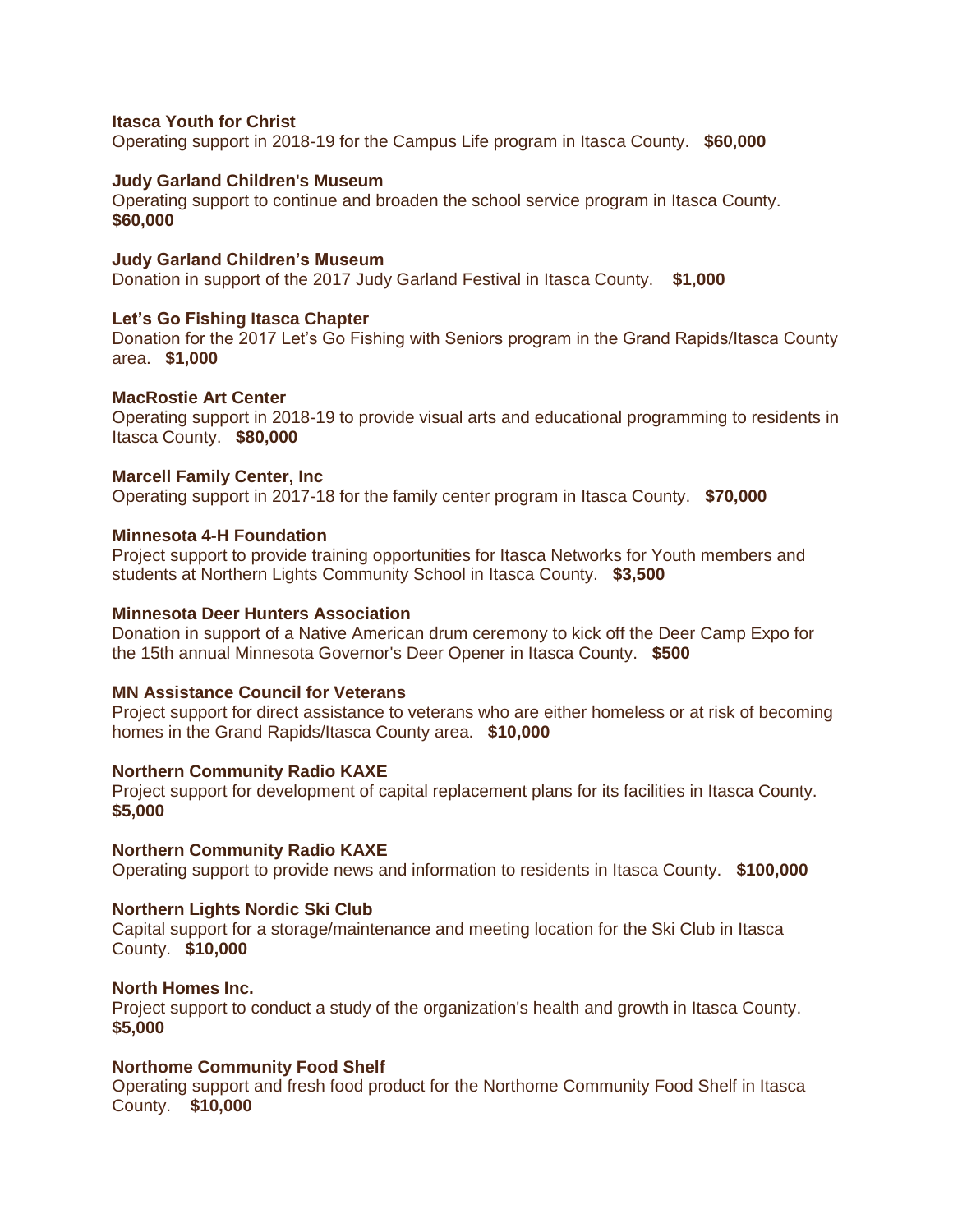**Itasca Youth for Christ**
Operating support in 2018-19 for the Campus Life program in Itasca County. **$60,000**

**Judy Garland Children's Museum**
Operating support to continue and broaden the school service program in Itasca County. **$60,000**

**Judy Garland Children's Museum**
Donation in support of the 2017 Judy Garland Festival in Itasca County. **$1,000**

**Let's Go Fishing Itasca Chapter**
Donation for the 2017 Let's Go Fishing with Seniors program in the Grand Rapids/Itasca County area. **$1,000**

**MacRostie Art Center**
Operating support in 2018-19 to provide visual arts and educational programming to residents in Itasca County. **$80,000**

**Marcell Family Center, Inc**
Operating support in 2017-18 for the family center program in Itasca County. **$70,000**

**Minnesota 4-H Foundation**
Project support to provide training opportunities for Itasca Networks for Youth members and students at Northern Lights Community School in Itasca County. **$3,500**

**Minnesota Deer Hunters Association**
Donation in support of a Native American drum ceremony to kick off the Deer Camp Expo for the 15th annual Minnesota Governor's Deer Opener in Itasca County. **$500**

**MN Assistance Council for Veterans**
Project support for direct assistance to veterans who are either homeless or at risk of becoming homes in the Grand Rapids/Itasca County area. **$10,000**

**Northern Community Radio KAXE**
Project support for development of capital replacement plans for its facilities in Itasca County. **$5,000**

**Northern Community Radio KAXE**
Operating support to provide news and information to residents in Itasca County. **$100,000**

**Northern Lights Nordic Ski Club**
Capital support for a storage/maintenance and meeting location for the Ski Club in Itasca County. **$10,000**

**North Homes Inc.**
Project support to conduct a study of the organization's health and growth in Itasca County. **$5,000**

**Northome Community Food Shelf**
Operating support and fresh food product for the Northome Community Food Shelf in Itasca County. **$10,000**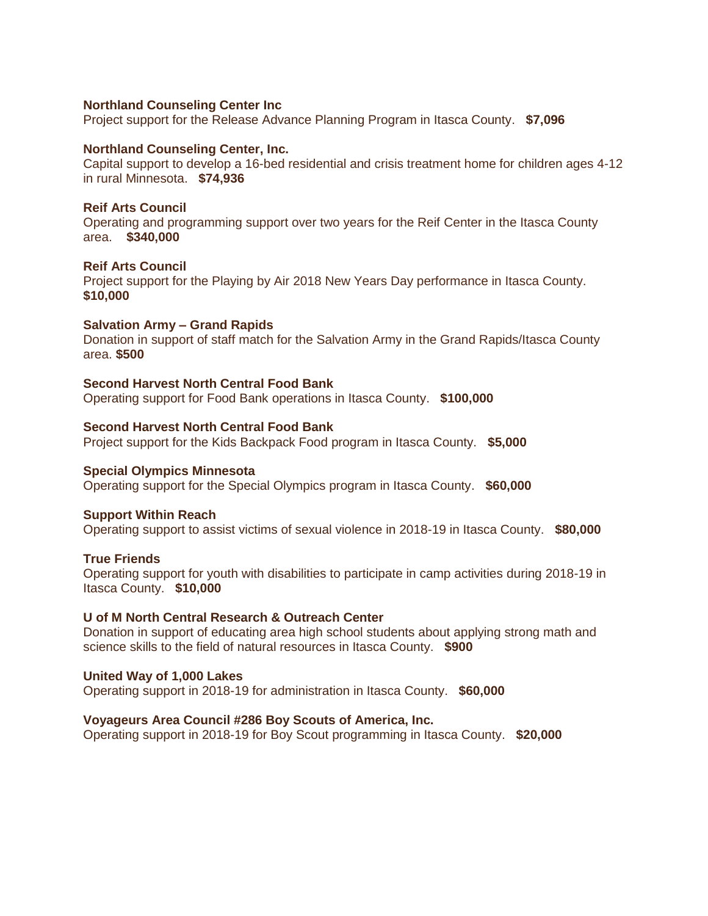**Northland Counseling Center Inc**
Project support for the Release Advance Planning Program in Itasca County. **$7,096**

**Northland Counseling Center, Inc.**
Capital support to develop a 16-bed residential and crisis treatment home for children ages 4-12 in rural Minnesota. **$74,936**

**Reif Arts Council**
Operating and programming support over two years for the Reif Center in the Itasca County area. **$340,000**

**Reif Arts Council**
Project support for the Playing by Air 2018 New Years Day performance in Itasca County. **$10,000**

**Salvation Army – Grand Rapids**
Donation in support of staff match for the Salvation Army in the Grand Rapids/Itasca County area. **$500**

**Second Harvest North Central Food Bank**
Operating support for Food Bank operations in Itasca County. **$100,000**

**Second Harvest North Central Food Bank**
Project support for the Kids Backpack Food program in Itasca County. **$5,000**

**Special Olympics Minnesota**
Operating support for the Special Olympics program in Itasca County. **$60,000**

**Support Within Reach**
Operating support to assist victims of sexual violence in 2018-19 in Itasca County. **$80,000**

**True Friends**
Operating support for youth with disabilities to participate in camp activities during 2018-19 in Itasca County. **$10,000**

**U of M North Central Research & Outreach Center**
Donation in support of educating area high school students about applying strong math and science skills to the field of natural resources in Itasca County. **$900**

**United Way of 1,000 Lakes**
Operating support in 2018-19 for administration in Itasca County. **$60,000**

**Voyageurs Area Council #286 Boy Scouts of America, Inc.**
Operating support in 2018-19 for Boy Scout programming in Itasca County. **$20,000**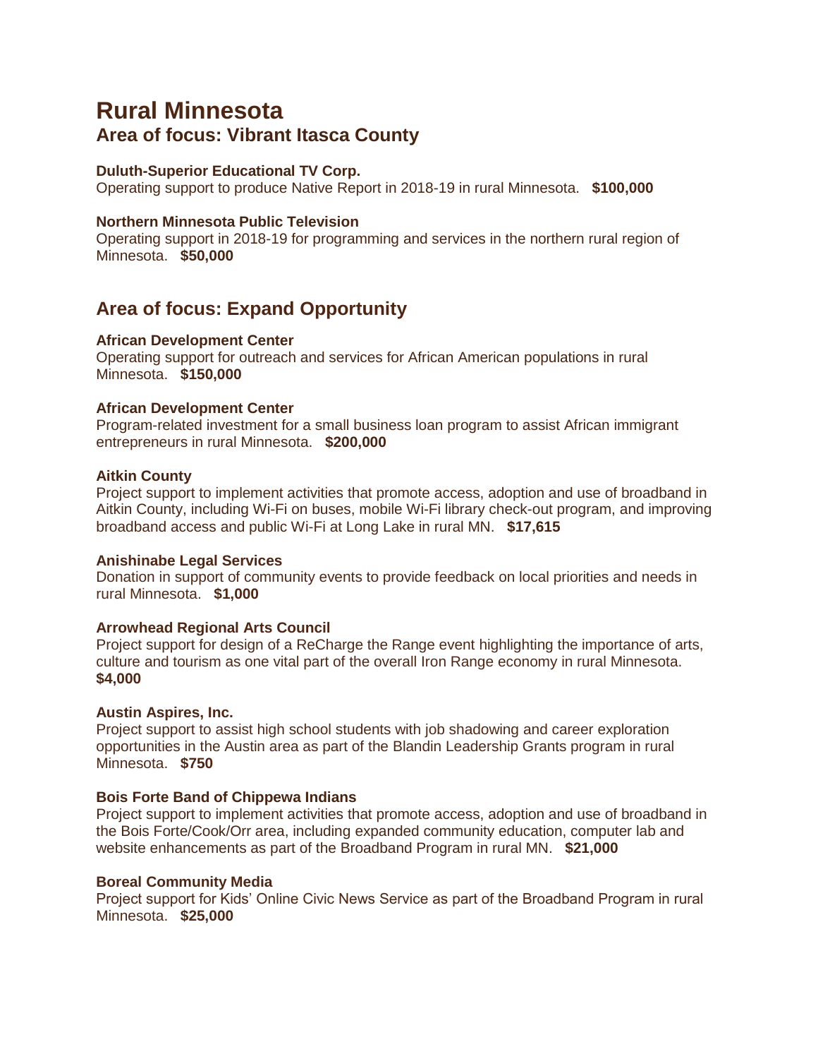# Rural Minnesota

## Area of focus: Vibrant Itasca County

**Duluth-Superior Educational TV Corp.**
Operating support to produce Native Report in 2018-19 in rural Minnesota. **$100,000**

**Northern Minnesota Public Television**
Operating support in 2018-19 for programming and services in the northern rural region of Minnesota. **$50,000**

## Area of focus: Expand Opportunity

**African Development Center**
Operating support for outreach and services for African American populations in rural Minnesota. **$150,000**

**African Development Center**
Program-related investment for a small business loan program to assist African immigrant entrepreneurs in rural Minnesota. **$200,000**

**Aitkin County**
Project support to implement activities that promote access, adoption and use of broadband in Aitkin County, including Wi-Fi on buses, mobile Wi-Fi library check-out program, and improving broadband access and public Wi-Fi at Long Lake in rural MN. **$17,615**

**Anishinabe Legal Services**
Donation in support of community events to provide feedback on local priorities and needs in rural Minnesota. **$1,000**

**Arrowhead Regional Arts Council**
Project support for design of a ReCharge the Range event highlighting the importance of arts, culture and tourism as one vital part of the overall Iron Range economy in rural Minnesota. **$4,000**

**Austin Aspires, Inc.**
Project support to assist high school students with job shadowing and career exploration opportunities in the Austin area as part of the Blandin Leadership Grants program in rural Minnesota. **$750**

**Bois Forte Band of Chippewa Indians**
Project support to implement activities that promote access, adoption and use of broadband in the Bois Forte/Cook/Orr area, including expanded community education, computer lab and website enhancements as part of the Broadband Program in rural MN. **$21,000**

**Boreal Community Media**
Project support for Kids' Online Civic News Service as part of the Broadband Program in rural Minnesota. **$25,000**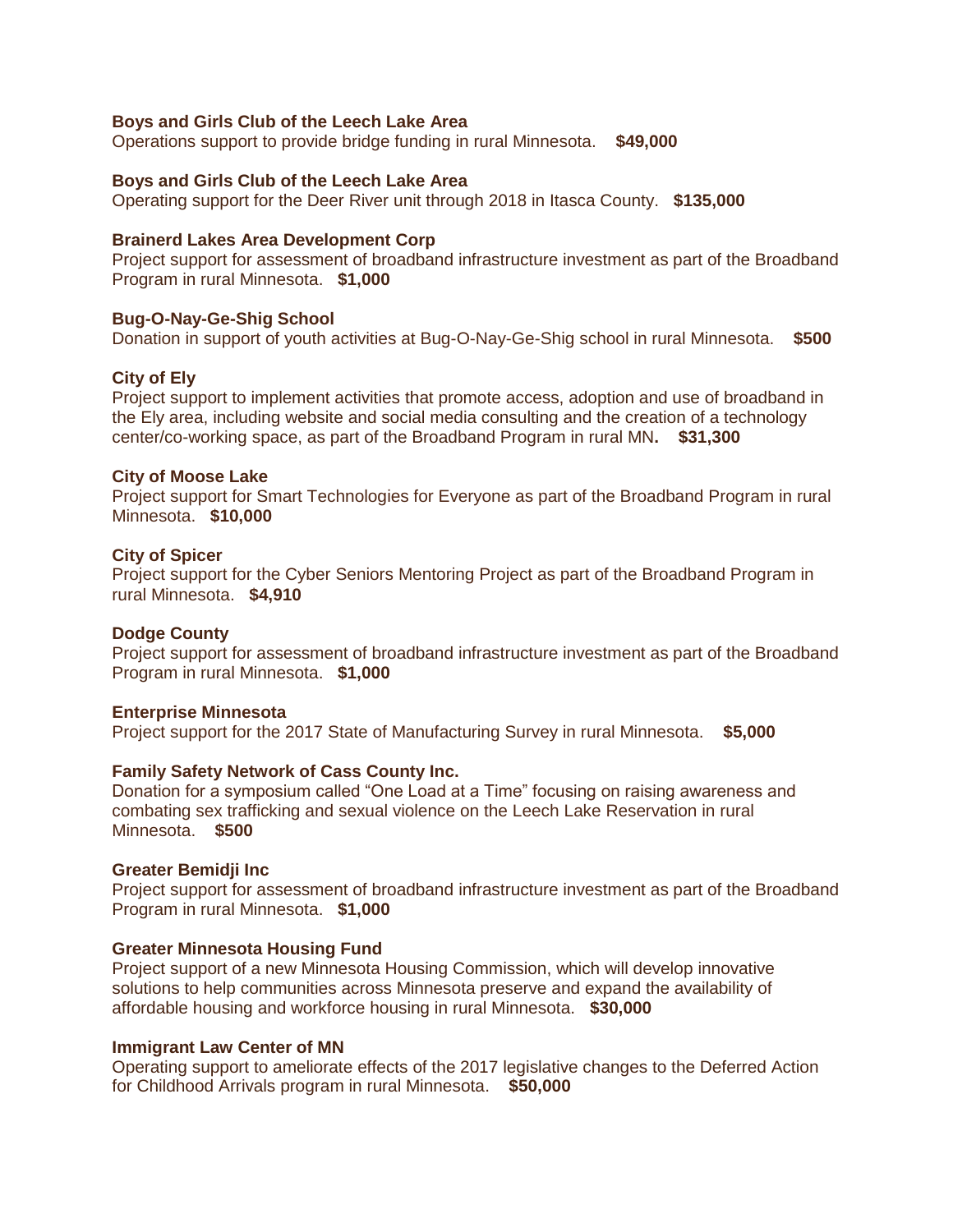**Boys and Girls Club of the Leech Lake Area**
Operations support to provide bridge funding in rural Minnesota. **$49,000**

**Boys and Girls Club of the Leech Lake Area**
Operating support for the Deer River unit through 2018 in Itasca County. **$135,000**

**Brainerd Lakes Area Development Corp**
Project support for assessment of broadband infrastructure investment as part of the Broadband Program in rural Minnesota. **$1,000**

**Bug-O-Nay-Ge-Shig School**
Donation in support of youth activities at Bug-O-Nay-Ge-Shig school in rural Minnesota. **$500**

**City of Ely**
Project support to implement activities that promote access, adoption and use of broadband in the Ely area, including website and social media consulting and the creation of a technology center/co-working space, as part of the Broadband Program in rural MN**.** **$31,300**

**City of Moose Lake**
Project support for Smart Technologies for Everyone as part of the Broadband Program in rural Minnesota. **$10,000**

**City of Spicer**
Project support for the Cyber Seniors Mentoring Project as part of the Broadband Program in rural Minnesota. **$4,910**

**Dodge County**
Project support for assessment of broadband infrastructure investment as part of the Broadband Program in rural Minnesota. **$1,000**

**Enterprise Minnesota**
Project support for the 2017 State of Manufacturing Survey in rural Minnesota. **$5,000**

**Family Safety Network of Cass County Inc.**
Donation for a symposium called "One Load at a Time" focusing on raising awareness and combating sex trafficking and sexual violence on the Leech Lake Reservation in rural Minnesota. **$500**

**Greater Bemidji Inc**
Project support for assessment of broadband infrastructure investment as part of the Broadband Program in rural Minnesota. **$1,000**

**Greater Minnesota Housing Fund**
Project support of a new Minnesota Housing Commission, which will develop innovative solutions to help communities across Minnesota preserve and expand the availability of affordable housing and workforce housing in rural Minnesota. **$30,000**

**Immigrant Law Center of MN**
Operating support to ameliorate effects of the 2017 legislative changes to the Deferred Action for Childhood Arrivals program in rural Minnesota. **$50,000**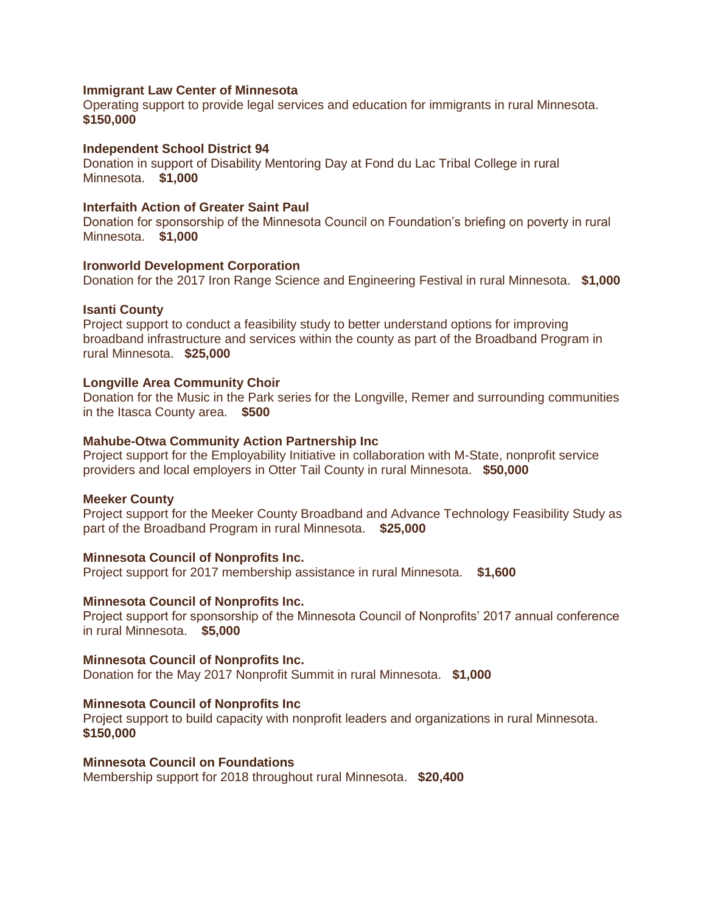**Immigrant Law Center of Minnesota**
Operating support to provide legal services and education for immigrants in rural Minnesota.
**$150,000**

**Independent School District 94**
Donation in support of Disability Mentoring Day at Fond du Lac Tribal College in rural Minnesota. **$1,000**

**Interfaith Action of Greater Saint Paul**
Donation for sponsorship of the Minnesota Council on Foundation's briefing on poverty in rural Minnesota. **$1,000**

**Ironworld Development Corporation**
Donation for the 2017 Iron Range Science and Engineering Festival in rural Minnesota. **$1,000**

**Isanti County**
Project support to conduct a feasibility study to better understand options for improving broadband infrastructure and services within the county as part of the Broadband Program in rural Minnesota. **$25,000**

**Longville Area Community Choir**
Donation for the Music in the Park series for the Longville, Remer and surrounding communities in the Itasca County area. **$500**

**Mahube-Otwa Community Action Partnership Inc**
Project support for the Employability Initiative in collaboration with M-State, nonprofit service providers and local employers in Otter Tail County in rural Minnesota. **$50,000**

**Meeker County**
Project support for the Meeker County Broadband and Advance Technology Feasibility Study as part of the Broadband Program in rural Minnesota. **$25,000**

**Minnesota Council of Nonprofits Inc.**
Project support for 2017 membership assistance in rural Minnesota. **$1,600**

**Minnesota Council of Nonprofits Inc.**
Project support for sponsorship of the Minnesota Council of Nonprofits' 2017 annual conference in rural Minnesota. **$5,000**

**Minnesota Council of Nonprofits Inc.**
Donation for the May 2017 Nonprofit Summit in rural Minnesota. **$1,000**

**Minnesota Council of Nonprofits Inc**
Project support to build capacity with nonprofit leaders and organizations in rural Minnesota.
**$150,000**

**Minnesota Council on Foundations**
Membership support for 2018 throughout rural Minnesota. **$20,400**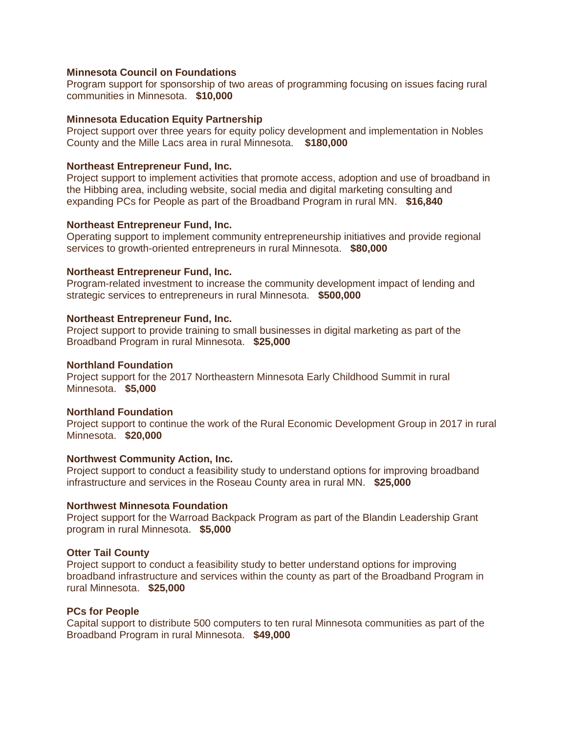**Minnesota Council on Foundations**
Program support for sponsorship of two areas of programming focusing on issues facing rural communities in Minnesota. **$10,000**

**Minnesota Education Equity Partnership**
Project support over three years for equity policy development and implementation in Nobles County and the Mille Lacs area in rural Minnesota. **$180,000**

**Northeast Entrepreneur Fund, Inc.**
Project support to implement activities that promote access, adoption and use of broadband in the Hibbing area, including website, social media and digital marketing consulting and expanding PCs for People as part of the Broadband Program in rural MN. **$16,840**

**Northeast Entrepreneur Fund, Inc.**
Operating support to implement community entrepreneurship initiatives and provide regional services to growth-oriented entrepreneurs in rural Minnesota. **$80,000**

**Northeast Entrepreneur Fund, Inc.**
Program-related investment to increase the community development impact of lending and strategic services to entrepreneurs in rural Minnesota. **$500,000**

**Northeast Entrepreneur Fund, Inc.**
Project support to provide training to small businesses in digital marketing as part of the Broadband Program in rural Minnesota. **$25,000**

**Northland Foundation**
Project support for the 2017 Northeastern Minnesota Early Childhood Summit in rural Minnesota. **$5,000**

**Northland Foundation**
Project support to continue the work of the Rural Economic Development Group in 2017 in rural Minnesota. **$20,000**

**Northwest Community Action, Inc.**
Project support to conduct a feasibility study to understand options for improving broadband infrastructure and services in the Roseau County area in rural MN. **$25,000**

**Northwest Minnesota Foundation**
Project support for the Warroad Backpack Program as part of the Blandin Leadership Grant program in rural Minnesota. **$5,000**

**Otter Tail County**
Project support to conduct a feasibility study to better understand options for improving broadband infrastructure and services within the county as part of the Broadband Program in rural Minnesota. **$25,000**

**PCs for People**
Capital support to distribute 500 computers to ten rural Minnesota communities as part of the Broadband Program in rural Minnesota. **$49,000**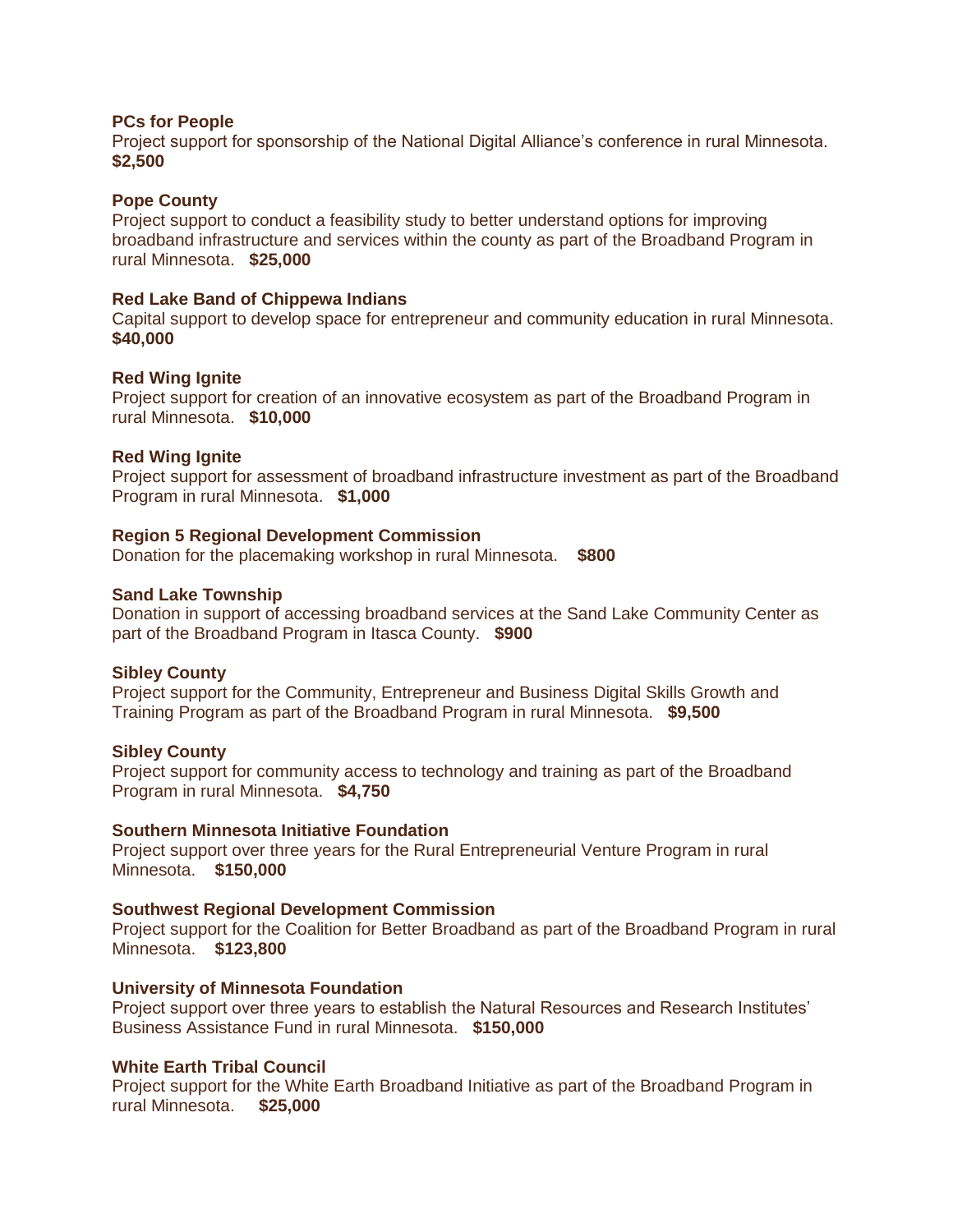**PCs for People**
Project support for sponsorship of the National Digital Alliance's conference in rural Minnesota. **$2,500**

**Pope County**
Project support to conduct a feasibility study to better understand options for improving broadband infrastructure and services within the county as part of the Broadband Program in rural Minnesota. **$25,000**

**Red Lake Band of Chippewa Indians**
Capital support to develop space for entrepreneur and community education in rural Minnesota. **$40,000**

**Red Wing Ignite**
Project support for creation of an innovative ecosystem as part of the Broadband Program in rural Minnesota. **$10,000**

**Red Wing Ignite**
Project support for assessment of broadband infrastructure investment as part of the Broadband Program in rural Minnesota. **$1,000**

**Region 5 Regional Development Commission**
Donation for the placemaking workshop in rural Minnesota. **$800**

**Sand Lake Township**
Donation in support of accessing broadband services at the Sand Lake Community Center as part of the Broadband Program in Itasca County. **$900**

**Sibley County**
Project support for the Community, Entrepreneur and Business Digital Skills Growth and Training Program as part of the Broadband Program in rural Minnesota. **$9,500**

**Sibley County**
Project support for community access to technology and training as part of the Broadband Program in rural Minnesota. **$4,750**

**Southern Minnesota Initiative Foundation**
Project support over three years for the Rural Entrepreneurial Venture Program in rural Minnesota. **$150,000**

**Southwest Regional Development Commission**
Project support for the Coalition for Better Broadband as part of the Broadband Program in rural Minnesota. **$123,800**

**University of Minnesota Foundation**
Project support over three years to establish the Natural Resources and Research Institutes' Business Assistance Fund in rural Minnesota. **$150,000**

**White Earth Tribal Council**
Project support for the White Earth Broadband Initiative as part of the Broadband Program in rural Minnesota. **$25,000**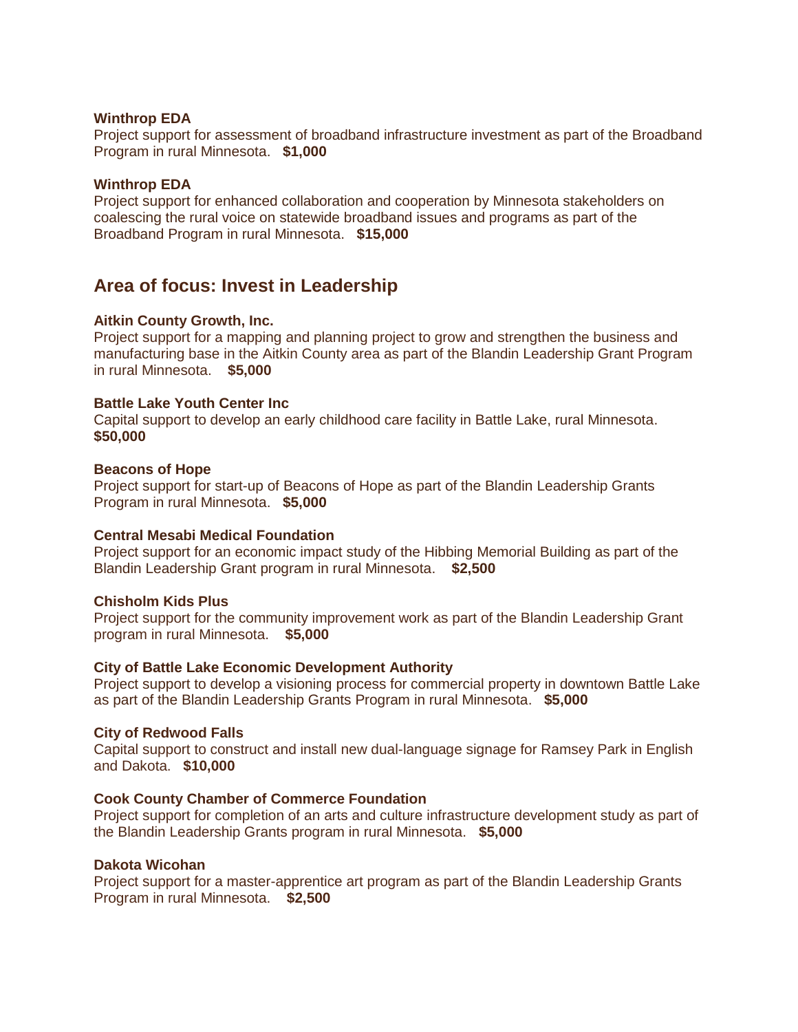**Winthrop EDA**
Project support for assessment of broadband infrastructure investment as part of the Broadband Program in rural Minnesota. **$1,000**

**Winthrop EDA**
Project support for enhanced collaboration and cooperation by Minnesota stakeholders on coalescing the rural voice on statewide broadband issues and programs as part of the Broadband Program in rural Minnesota. **$15,000**

## Area of focus: Invest in Leadership

**Aitkin County Growth, Inc.**
Project support for a mapping and planning project to grow and strengthen the business and manufacturing base in the Aitkin County area as part of the Blandin Leadership Grant Program in rural Minnesota. **$5,000**

**Battle Lake Youth Center Inc**
Capital support to develop an early childhood care facility in Battle Lake, rural Minnesota. **$50,000**

**Beacons of Hope**
Project support for start-up of Beacons of Hope as part of the Blandin Leadership Grants Program in rural Minnesota. **$5,000**

**Central Mesabi Medical Foundation**
Project support for an economic impact study of the Hibbing Memorial Building as part of the Blandin Leadership Grant program in rural Minnesota. **$2,500**

**Chisholm Kids Plus**
Project support for the community improvement work as part of the Blandin Leadership Grant program in rural Minnesota. **$5,000**

**City of Battle Lake Economic Development Authority**
Project support to develop a visioning process for commercial property in downtown Battle Lake as part of the Blandin Leadership Grants Program in rural Minnesota. **$5,000**

**City of Redwood Falls**
Capital support to construct and install new dual-language signage for Ramsey Park in English and Dakota. **$10,000**

**Cook County Chamber of Commerce Foundation**
Project support for completion of an arts and culture infrastructure development study as part of the Blandin Leadership Grants program in rural Minnesota. **$5,000**

**Dakota Wicohan**
Project support for a master-apprentice art program as part of the Blandin Leadership Grants Program in rural Minnesota. **$2,500**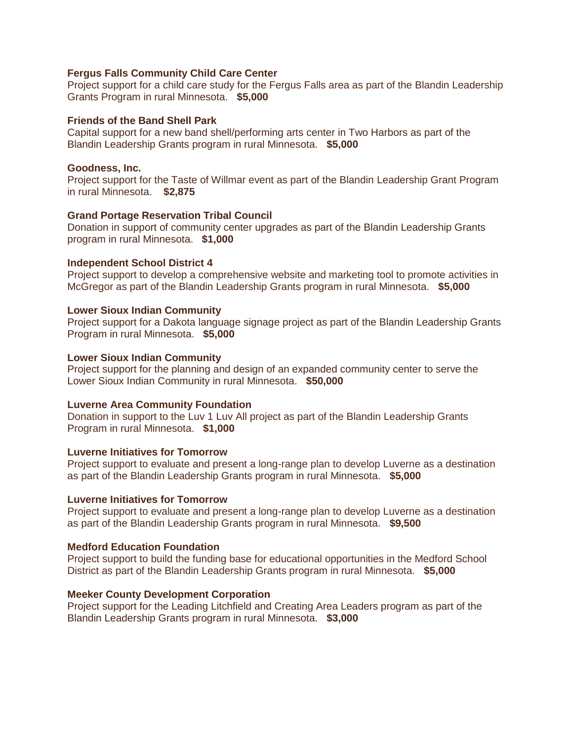**Fergus Falls Community Child Care Center**
Project support for a child care study for the Fergus Falls area as part of the Blandin Leadership Grants Program in rural Minnesota. **$5,000**

**Friends of the Band Shell Park**
Capital support for a new band shell/performing arts center in Two Harbors as part of the Blandin Leadership Grants program in rural Minnesota. **$5,000**

**Goodness, Inc.**
Project support for the Taste of Willmar event as part of the Blandin Leadership Grant Program in rural Minnesota. **$2,875**

**Grand Portage Reservation Tribal Council**
Donation in support of community center upgrades as part of the Blandin Leadership Grants program in rural Minnesota. **$1,000**

**Independent School District 4**
Project support to develop a comprehensive website and marketing tool to promote activities in McGregor as part of the Blandin Leadership Grants program in rural Minnesota. **$5,000**

**Lower Sioux Indian Community**
Project support for a Dakota language signage project as part of the Blandin Leadership Grants Program in rural Minnesota. **$5,000**

**Lower Sioux Indian Community**
Project support for the planning and design of an expanded community center to serve the Lower Sioux Indian Community in rural Minnesota. **$50,000**

**Luverne Area Community Foundation**
Donation in support to the Luv 1 Luv All project as part of the Blandin Leadership Grants Program in rural Minnesota. **$1,000**

**Luverne Initiatives for Tomorrow**
Project support to evaluate and present a long-range plan to develop Luverne as a destination as part of the Blandin Leadership Grants program in rural Minnesota. **$5,000**

**Luverne Initiatives for Tomorrow**
Project support to evaluate and present a long-range plan to develop Luverne as a destination as part of the Blandin Leadership Grants program in rural Minnesota. **$9,500**

**Medford Education Foundation**
Project support to build the funding base for educational opportunities in the Medford School District as part of the Blandin Leadership Grants program in rural Minnesota. **$5,000**

**Meeker County Development Corporation**
Project support for the Leading Litchfield and Creating Area Leaders program as part of the Blandin Leadership Grants program in rural Minnesota. **$3,000**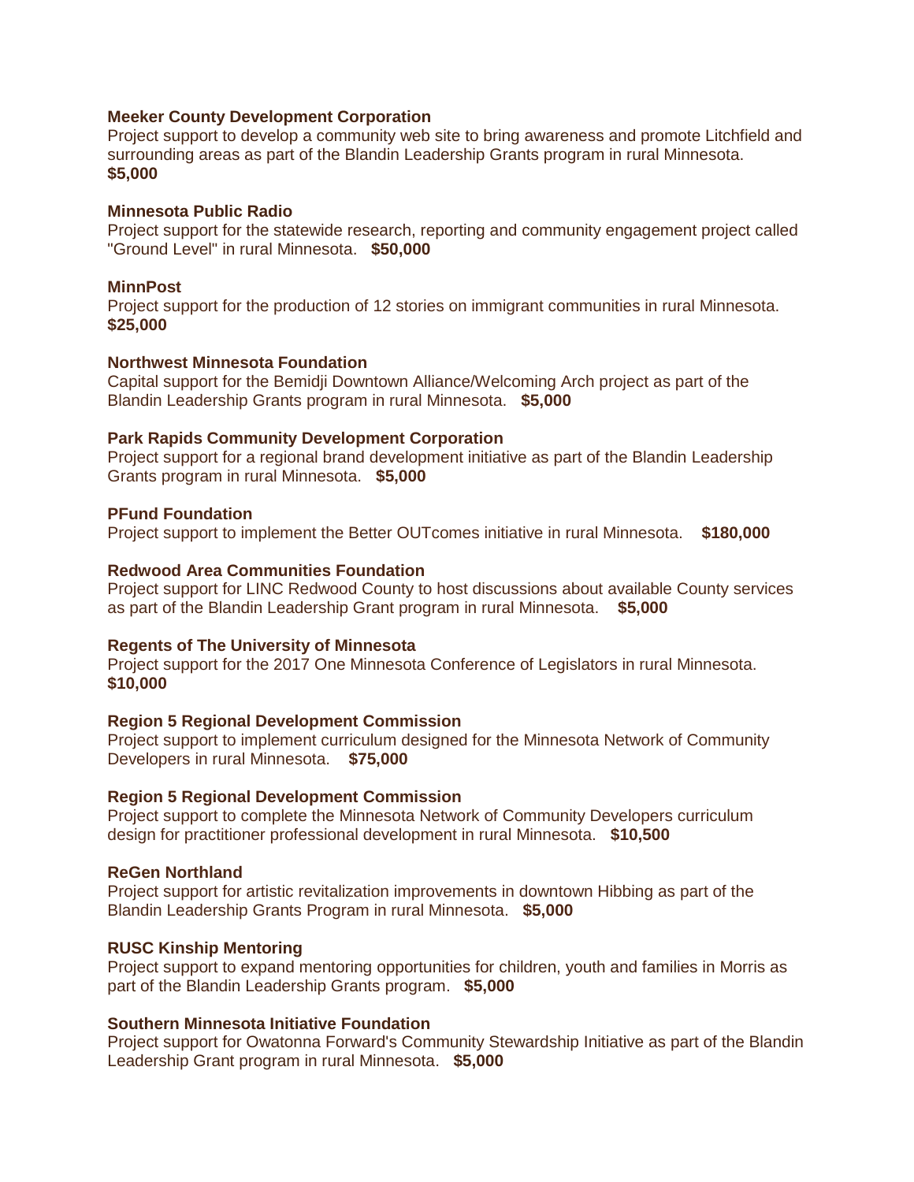**Meeker County Development Corporation**
Project support to develop a community web site to bring awareness and promote Litchfield and surrounding areas as part of the Blandin Leadership Grants program in rural Minnesota.
**$5,000**

**Minnesota Public Radio**
Project support for the statewide research, reporting and community engagement project called "Ground Level" in rural Minnesota. **$50,000**

**MinnPost**
Project support for the production of 12 stories on immigrant communities in rural Minnesota.
**$25,000**

**Northwest Minnesota Foundation**
Capital support for the Bemidji Downtown Alliance/Welcoming Arch project as part of the Blandin Leadership Grants program in rural Minnesota. **$5,000**

**Park Rapids Community Development Corporation**
Project support for a regional brand development initiative as part of the Blandin Leadership Grants program in rural Minnesota. **$5,000**

**PFund Foundation**
Project support to implement the Better OUTcomes initiative in rural Minnesota. **$180,000**

**Redwood Area Communities Foundation**
Project support for LINC Redwood County to host discussions about available County services as part of the Blandin Leadership Grant program in rural Minnesota. **$5,000**

**Regents of The University of Minnesota**
Project support for the 2017 One Minnesota Conference of Legislators in rural Minnesota.
**$10,000**

**Region 5 Regional Development Commission**
Project support to implement curriculum designed for the Minnesota Network of Community Developers in rural Minnesota. **$75,000**

**Region 5 Regional Development Commission**
Project support to complete the Minnesota Network of Community Developers curriculum design for practitioner professional development in rural Minnesota. **$10,500**

**ReGen Northland**
Project support for artistic revitalization improvements in downtown Hibbing as part of the Blandin Leadership Grants Program in rural Minnesota. **$5,000**

**RUSC Kinship Mentoring**
Project support to expand mentoring opportunities for children, youth and families in Morris as part of the Blandin Leadership Grants program. **$5,000**

**Southern Minnesota Initiative Foundation**
Project support for Owatonna Forward's Community Stewardship Initiative as part of the Blandin Leadership Grant program in rural Minnesota. **$5,000**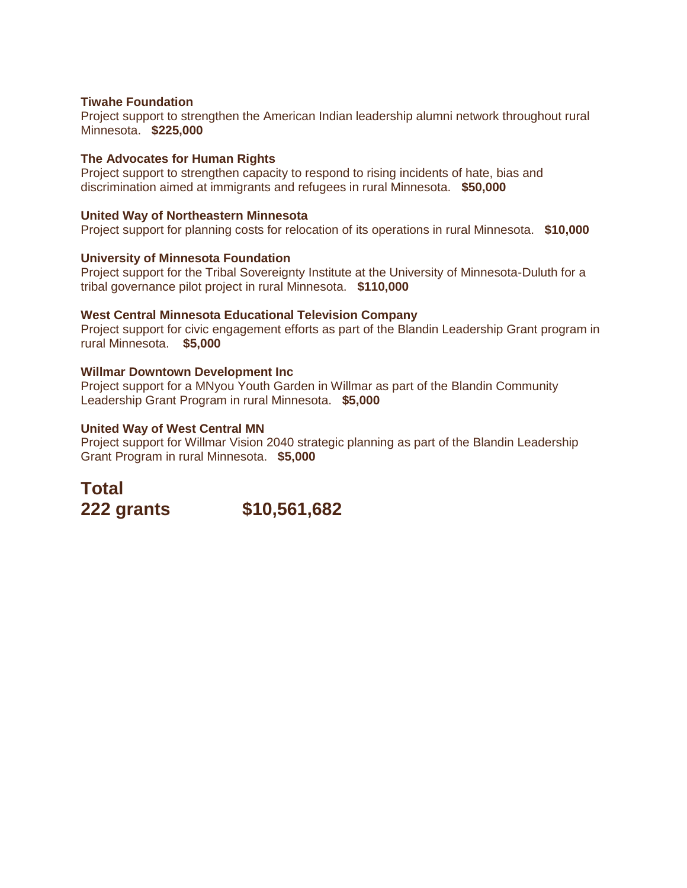**Tiwahe Foundation**
Project support to strengthen the American Indian leadership alumni network throughout rural Minnesota. **$225,000**

**The Advocates for Human Rights**
Project support to strengthen capacity to respond to rising incidents of hate, bias and discrimination aimed at immigrants and refugees in rural Minnesota. **$50,000**

**United Way of Northeastern Minnesota**
Project support for planning costs for relocation of its operations in rural Minnesota. **$10,000**

**University of Minnesota Foundation**
Project support for the Tribal Sovereignty Institute at the University of Minnesota-Duluth for a tribal governance pilot project in rural Minnesota. **$110,000**

**West Central Minnesota Educational Television Company**
Project support for civic engagement efforts as part of the Blandin Leadership Grant program in rural Minnesota. **$5,000**

**Willmar Downtown Development Inc**
Project support for a MNyou Youth Garden in Willmar as part of the Blandin Community Leadership Grant Program in rural Minnesota. **$5,000**

**United Way of West Central MN**
Project support for Willmar Vision 2040 strategic planning as part of the Blandin Leadership Grant Program in rural Minnesota. **$5,000**

## Total
## 222 grants $10,561,682